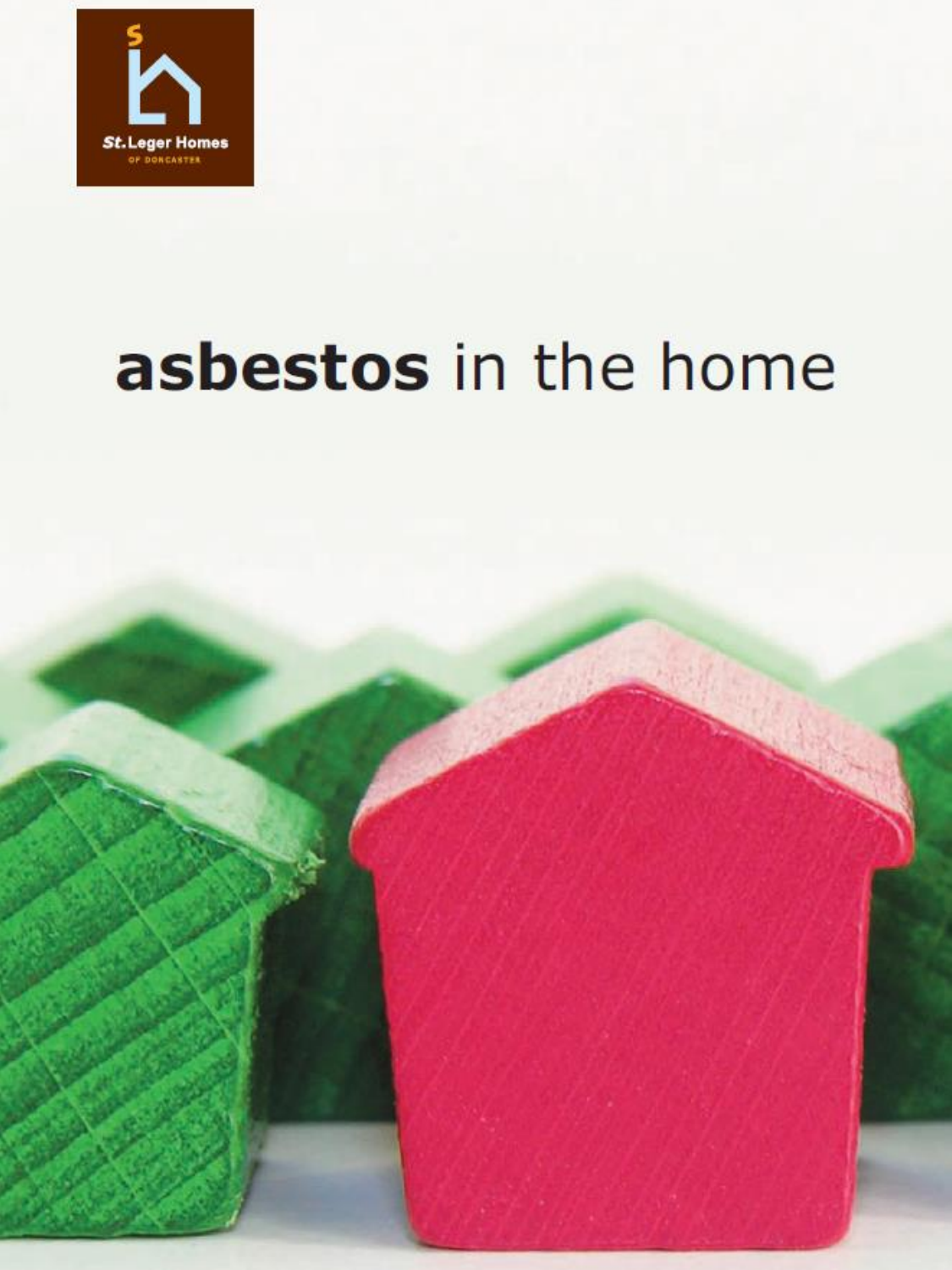St.Leger Homes
OF DONCASTER

# **asbestos** in the home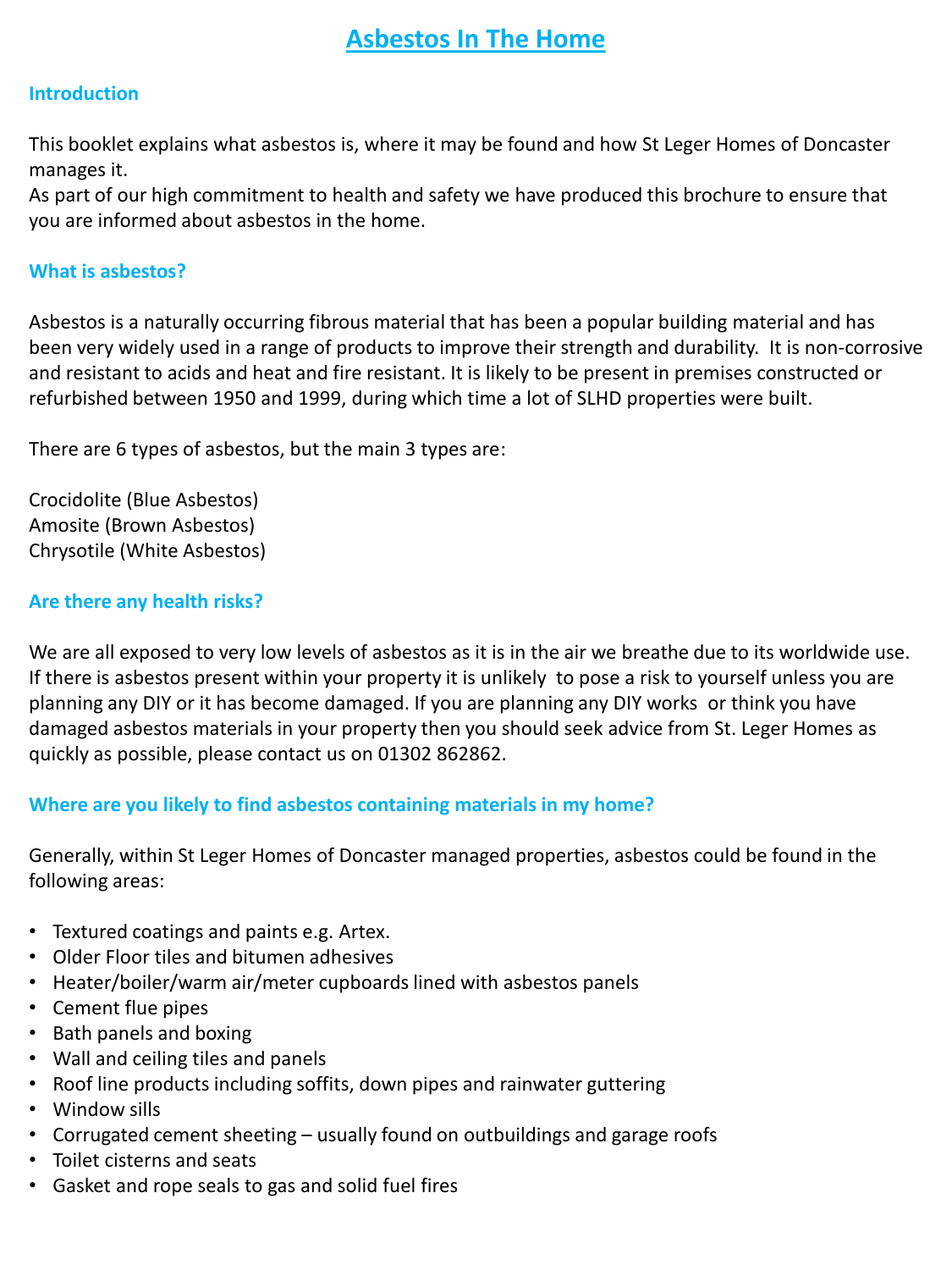# Asbestos In The Home

## Introduction

This booklet explains what asbestos is, where it may be found and how St Leger Homes of Doncaster manages it.
As part of our high commitment to health and safety we have produced this brochure to ensure that you are informed about asbestos in the home.

## What is asbestos?

Asbestos is a naturally occurring fibrous material that has been a popular building material and has been very widely used in a range of products to improve their strength and durability. It is non-corrosive and resistant to acids and heat and fire resistant. It is likely to be present in premises constructed or refurbished between 1950 and 1999, during which time a lot of SLHD properties were built.

There are 6 types of asbestos, but the main 3 types are:

Crocidolite (Blue Asbestos)
Amosite (Brown Asbestos)
Chrysotile (White Asbestos)

## Are there any health risks?

We are all exposed to very low levels of asbestos as it is in the air we breathe due to its worldwide use. If there is asbestos present within your property it is unlikely to pose a risk to yourself unless you are planning any DIY or it has become damaged. If you are planning any DIY works or think you have damaged asbestos materials in your property then you should seek advice from St. Leger Homes as quickly as possible, please contact us on 01302 862862.

## Where are you likely to find asbestos containing materials in my home?

Generally, within St Leger Homes of Doncaster managed properties, asbestos could be found in the following areas:

- Textured coatings and paints e.g. Artex.
- Older Floor tiles and bitumen adhesives
- Heater/boiler/warm air/meter cupboards lined with asbestos panels
- Cement flue pipes
- Bath panels and boxing
- Wall and ceiling tiles and panels
- Roof line products including soffits, down pipes and rainwater guttering
- Window sills
- Corrugated cement sheeting – usually found on outbuildings and garage roofs
- Toilet cisterns and seats
- Gasket and rope seals to gas and solid fuel fires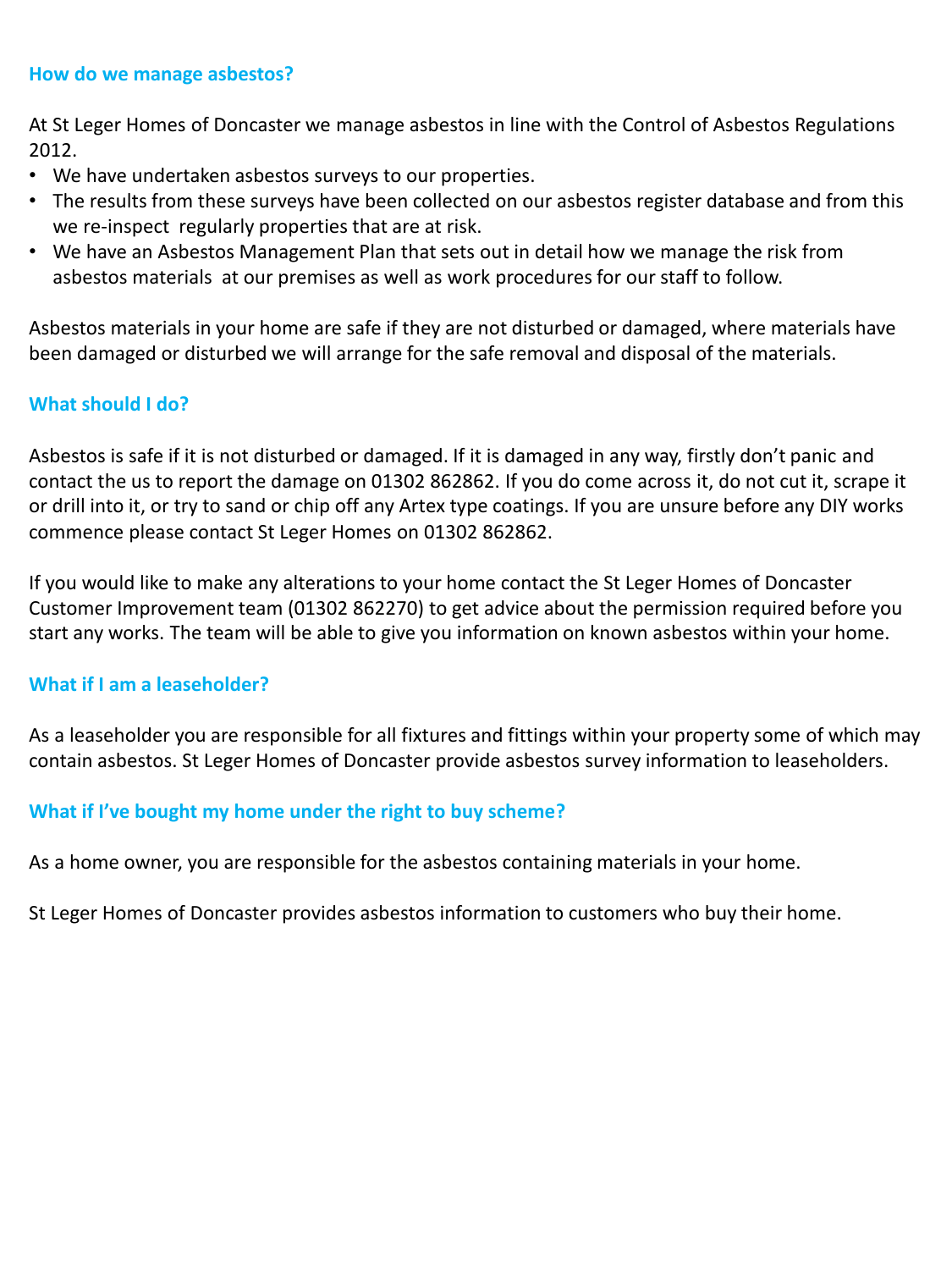## How do we manage asbestos?

At St Leger Homes of Doncaster we manage asbestos in line with the Control of Asbestos Regulations 2012.

- We have undertaken asbestos surveys to our properties.
- The results from these surveys have been collected on our asbestos register database and from this we re-inspect regularly properties that are at risk.
- We have an Asbestos Management Plan that sets out in detail how we manage the risk from asbestos materials at our premises as well as work procedures for our staff to follow.

Asbestos materials in your home are safe if they are not disturbed or damaged, where materials have been damaged or disturbed we will arrange for the safe removal and disposal of the materials.

## What should I do?

Asbestos is safe if it is not disturbed or damaged. If it is damaged in any way, firstly don't panic and contact the us to report the damage on 01302 862862. If you do come across it, do not cut it, scrape it or drill into it, or try to sand or chip off any Artex type coatings. If you are unsure before any DIY works commence please contact St Leger Homes on 01302 862862.

If you would like to make any alterations to your home contact the St Leger Homes of Doncaster Customer Improvement team (01302 862270) to get advice about the permission required before you start any works. The team will be able to give you information on known asbestos within your home.

## What if I am a leaseholder?

As a leaseholder you are responsible for all fixtures and fittings within your property some of which may contain asbestos. St Leger Homes of Doncaster provide asbestos survey information to leaseholders.

## What if I've bought my home under the right to buy scheme?

As a home owner, you are responsible for the asbestos containing materials in your home.

St Leger Homes of Doncaster provides asbestos information to customers who buy their home.